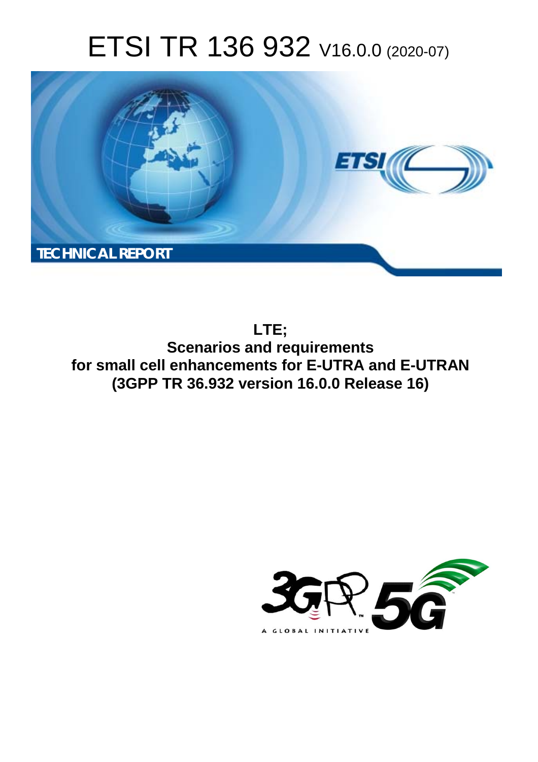# ETSI TR 136 932 V16.0.0 (2020-07)

TECHNICAL REPORT

**LTE;**
**Scenarios and requirements for small cell enhancements for E-UTRA and E-UTRAN**
**(3GPP TR 36.932 version 16.0.0 Release 16)**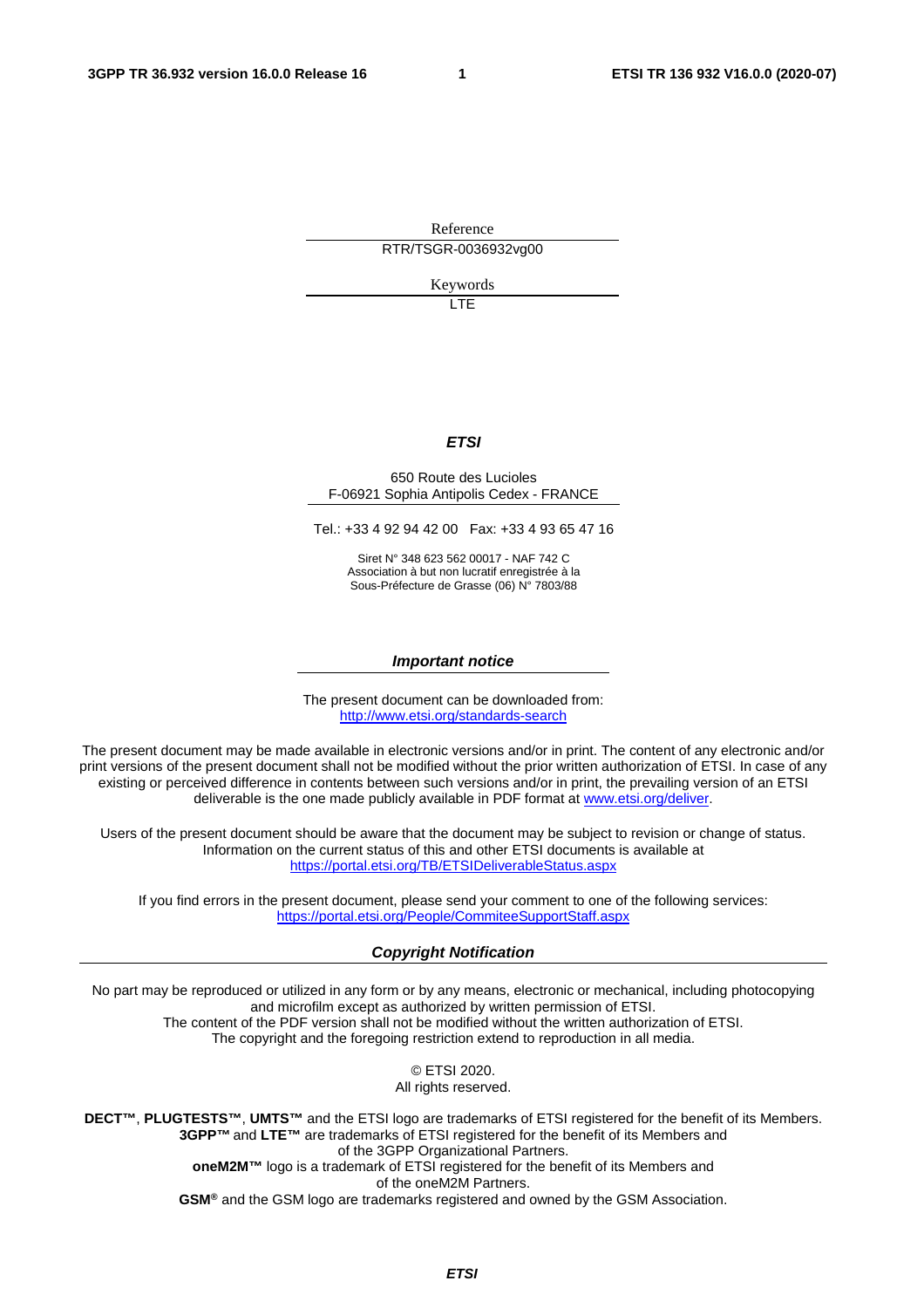Reference

RTR/TSGR-0036932vg00

Keywords

LTE

***ETSI***

650 Route des Lucioles
F-06921 Sophia Antipolis Cedex - FRANCE

Tel.: +33 4 92 94 42 00   Fax: +33 4 93 65 47 16

Siret N° 348 623 562 00017 - NAF 742 C
Association à but non lucratif enregistrée à la
Sous-Préfecture de Grasse (06) N° 7803/88

***Important notice***

The present document can be downloaded from:
http://www.etsi.org/standards-search

The present document may be made available in electronic versions and/or in print. The content of any electronic and/or print versions of the present document shall not be modified without the prior written authorization of ETSI. In case of any existing or perceived difference in contents between such versions and/or in print, the prevailing version of an ETSI deliverable is the one made publicly available in PDF format at www.etsi.org/deliver.

Users of the present document should be aware that the document may be subject to revision or change of status. Information on the current status of this and other ETSI documents is available at
https://portal.etsi.org/TB/ETSIDeliverableStatus.aspx

If you find errors in the present document, please send your comment to one of the following services:
https://portal.etsi.org/People/CommiteeSupportStaff.aspx

***Copyright Notification***

No part may be reproduced or utilized in any form or by any means, electronic or mechanical, including photocopying and microfilm except as authorized by written permission of ETSI.
The content of the PDF version shall not be modified without the written authorization of ETSI.
The copyright and the foregoing restriction extend to reproduction in all media.

© ETSI 2020.
All rights reserved.

**DECT™**, **PLUGTESTS™**, **UMTS™** and the ETSI logo are trademarks of ETSI registered for the benefit of its Members.
**3GPP™** and **LTE™** are trademarks of ETSI registered for the benefit of its Members and of the 3GPP Organizational Partners.
**oneM2M™** logo is a trademark of ETSI registered for the benefit of its Members and of the oneM2M Partners.
**GSM®** and the GSM logo are trademarks registered and owned by the GSM Association.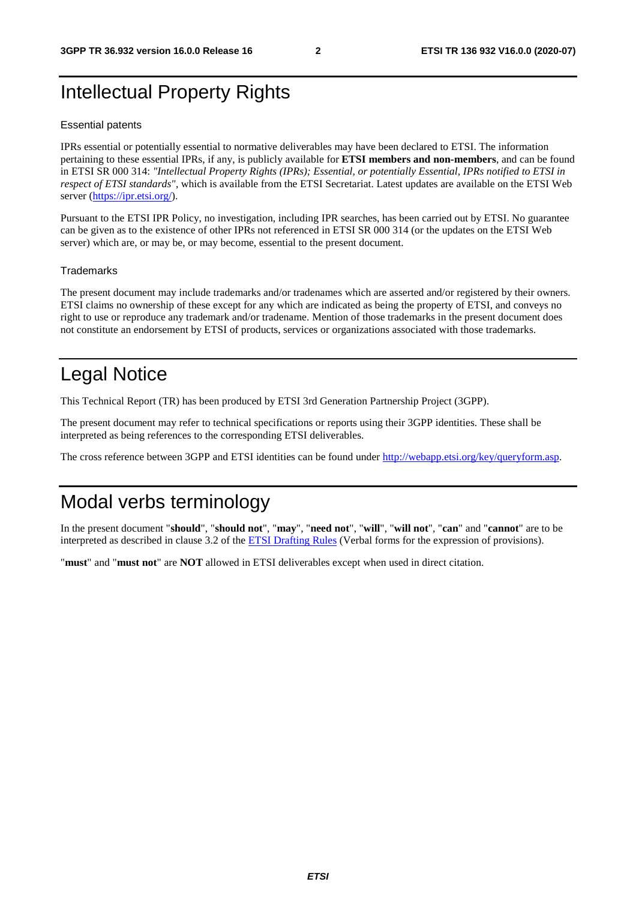# Intellectual Property Rights

## Essential patents

IPRs essential or potentially essential to normative deliverables may have been declared to ETSI. The information pertaining to these essential IPRs, if any, is publicly available for **ETSI members and non-members**, and can be found in ETSI SR 000 314: *"Intellectual Property Rights (IPRs); Essential, or potentially Essential, IPRs notified to ETSI in respect of ETSI standards"*, which is available from the ETSI Secretariat. Latest updates are available on the ETSI Web server (https://ipr.etsi.org/).

Pursuant to the ETSI IPR Policy, no investigation, including IPR searches, has been carried out by ETSI. No guarantee can be given as to the existence of other IPRs not referenced in ETSI SR 000 314 (or the updates on the ETSI Web server) which are, or may be, or may become, essential to the present document.

## Trademarks

The present document may include trademarks and/or tradenames which are asserted and/or registered by their owners. ETSI claims no ownership of these except for any which are indicated as being the property of ETSI, and conveys no right to use or reproduce any trademark and/or tradename. Mention of those trademarks in the present document does not constitute an endorsement by ETSI of products, services or organizations associated with those trademarks.

# Legal Notice

This Technical Report (TR) has been produced by ETSI 3rd Generation Partnership Project (3GPP).

The present document may refer to technical specifications or reports using their 3GPP identities. These shall be interpreted as being references to the corresponding ETSI deliverables.

The cross reference between 3GPP and ETSI identities can be found under http://webapp.etsi.org/key/queryform.asp.

# Modal verbs terminology

In the present document "**should**", "**should not**", "**may**", "**need not**", "**will**", "**will not**", "**can**" and "**cannot**" are to be interpreted as described in clause 3.2 of the ETSI Drafting Rules (Verbal forms for the expression of provisions).

"**must**" and "**must not**" are **NOT** allowed in ETSI deliverables except when used in direct citation.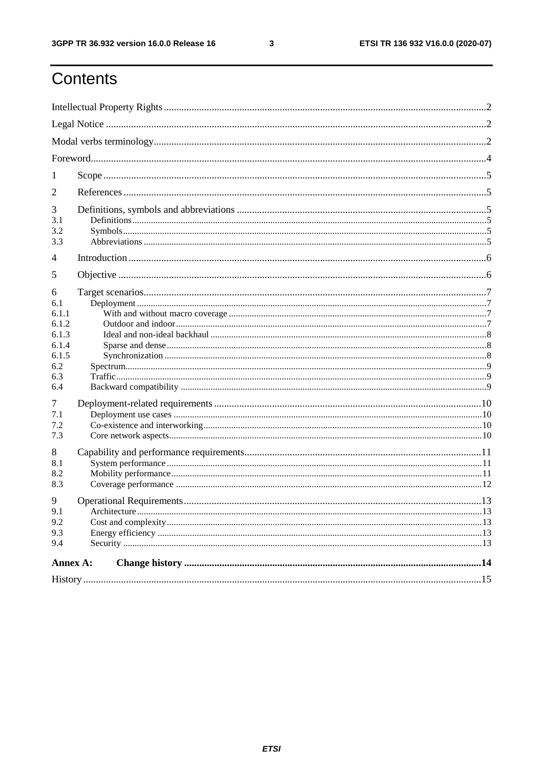# Contents

Intellectual Property Rights .......... 2
Legal Notice .......... 2
Modal verbs terminology .......... 2
Foreword .......... 4
1 Scope .......... 5
2 References .......... 5
3 Definitions, symbols and abbreviations .......... 5
3.1 Definitions .......... 5
3.2 Symbols .......... 5
3.3 Abbreviations .......... 5
4 Introduction .......... 6
5 Objective .......... 6
6 Target scenarios .......... 7
6.1 Deployment .......... 7
6.1.1 With and without macro coverage .......... 7
6.1.2 Outdoor and indoor .......... 7
6.1.3 Ideal and non-ideal backhaul .......... 8
6.1.4 Sparse and dense .......... 8
6.1.5 Synchronization .......... 8
6.2 Spectrum .......... 9
6.3 Traffic .......... 9
6.4 Backward compatibility .......... 9
7 Deployment-related requirements .......... 10
7.1 Deployment use cases .......... 10
7.2 Co-existence and interworking .......... 10
7.3 Core network aspects .......... 10
8 Capability and performance requirements .......... 11
8.1 System performance .......... 11
8.2 Mobility performance .......... 11
8.3 Coverage performance .......... 12
9 Operational Requirements .......... 13
9.1 Architecture .......... 13
9.2 Cost and complexity .......... 13
9.3 Energy efficiency .......... 13
9.4 Security .......... 13
**Annex A: Change history .......... 14**
History .......... 15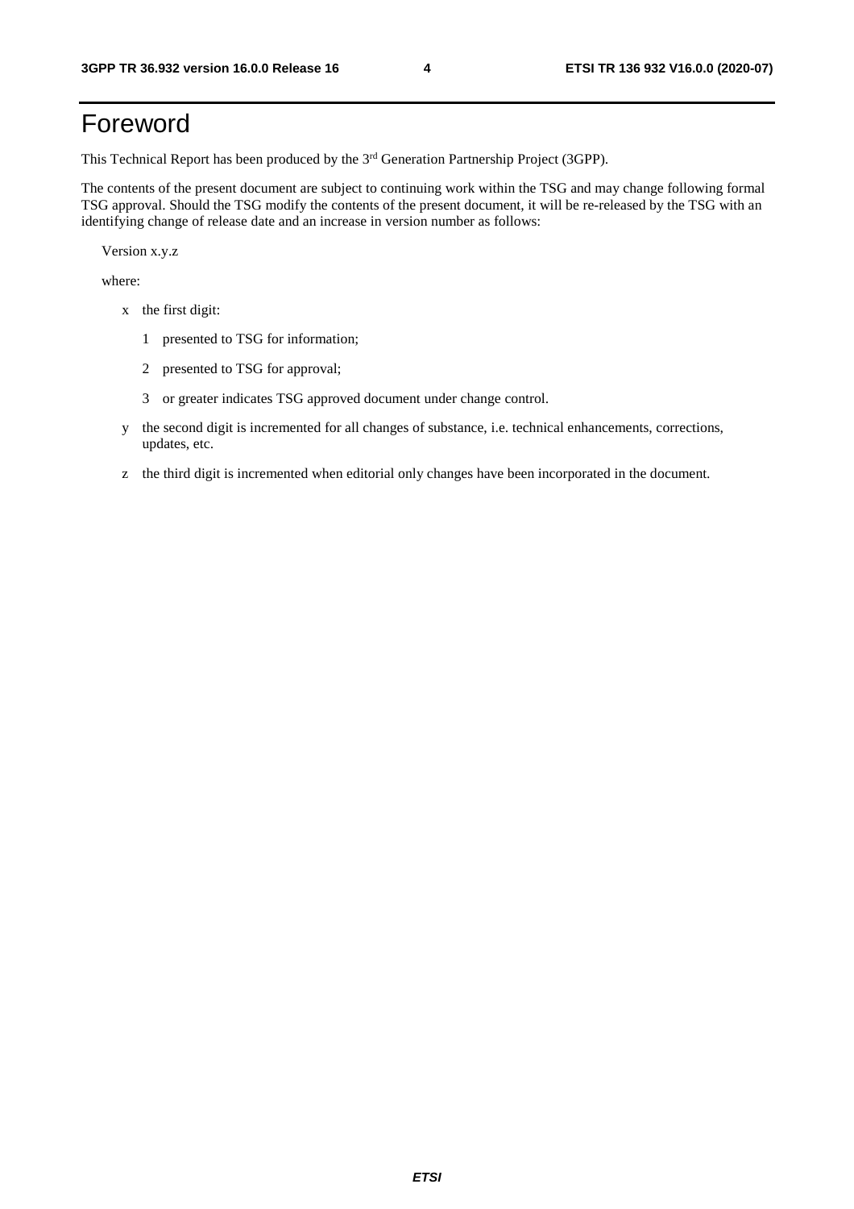# Foreword

This Technical Report has been produced by the 3rd Generation Partnership Project (3GPP).

The contents of the present document are subject to continuing work within the TSG and may change following formal TSG approval. Should the TSG modify the contents of the present document, it will be re-released by the TSG with an identifying change of release date and an increase in version number as follows:

Version x.y.z

where:

- x the first digit:
  - 1 presented to TSG for information;
  - 2 presented to TSG for approval;
  - 3 or greater indicates TSG approved document under change control.
- y the second digit is incremented for all changes of substance, i.e. technical enhancements, corrections, updates, etc.
- z the third digit is incremented when editorial only changes have been incorporated in the document.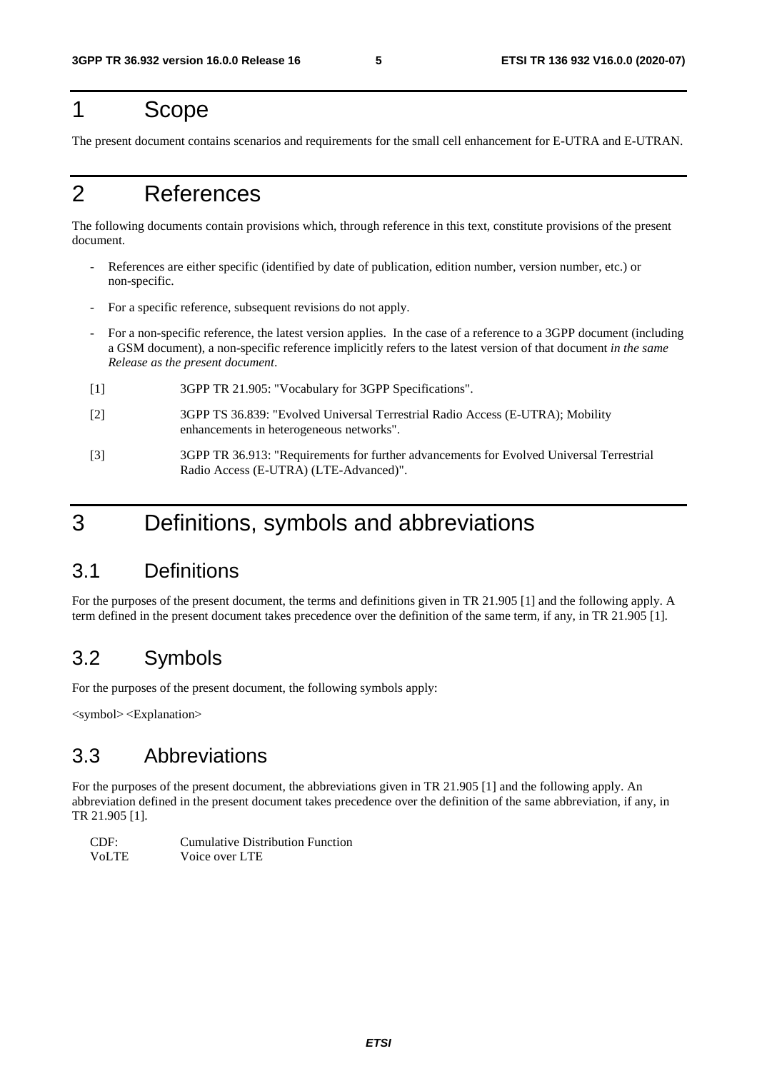# 1 Scope

The present document contains scenarios and requirements for the small cell enhancement for E-UTRA and E-UTRAN.

# 2 References

The following documents contain provisions which, through reference in this text, constitute provisions of the present document.

- References are either specific (identified by date of publication, edition number, version number, etc.) or non-specific.
- For a specific reference, subsequent revisions do not apply.
- For a non-specific reference, the latest version applies. In the case of a reference to a 3GPP document (including a GSM document), a non-specific reference implicitly refers to the latest version of that document *in the same Release as the present document*.

[1] 3GPP TR 21.905: "Vocabulary for 3GPP Specifications".

[2] 3GPP TS 36.839: "Evolved Universal Terrestrial Radio Access (E-UTRA); Mobility enhancements in heterogeneous networks".

[3] 3GPP TR 36.913: "Requirements for further advancements for Evolved Universal Terrestrial Radio Access (E-UTRA) (LTE-Advanced)".

# 3 Definitions, symbols and abbreviations

## 3.1 Definitions

For the purposes of the present document, the terms and definitions given in TR 21.905 [1] and the following apply. A term defined in the present document takes precedence over the definition of the same term, if any, in TR 21.905 [1].

## 3.2 Symbols

For the purposes of the present document, the following symbols apply:

<symbol> <Explanation>

## 3.3 Abbreviations

For the purposes of the present document, the abbreviations given in TR 21.905 [1] and the following apply. An abbreviation defined in the present document takes precedence over the definition of the same abbreviation, if any, in TR 21.905 [1].

CDF: Cumulative Distribution Function
VoLTE Voice over LTE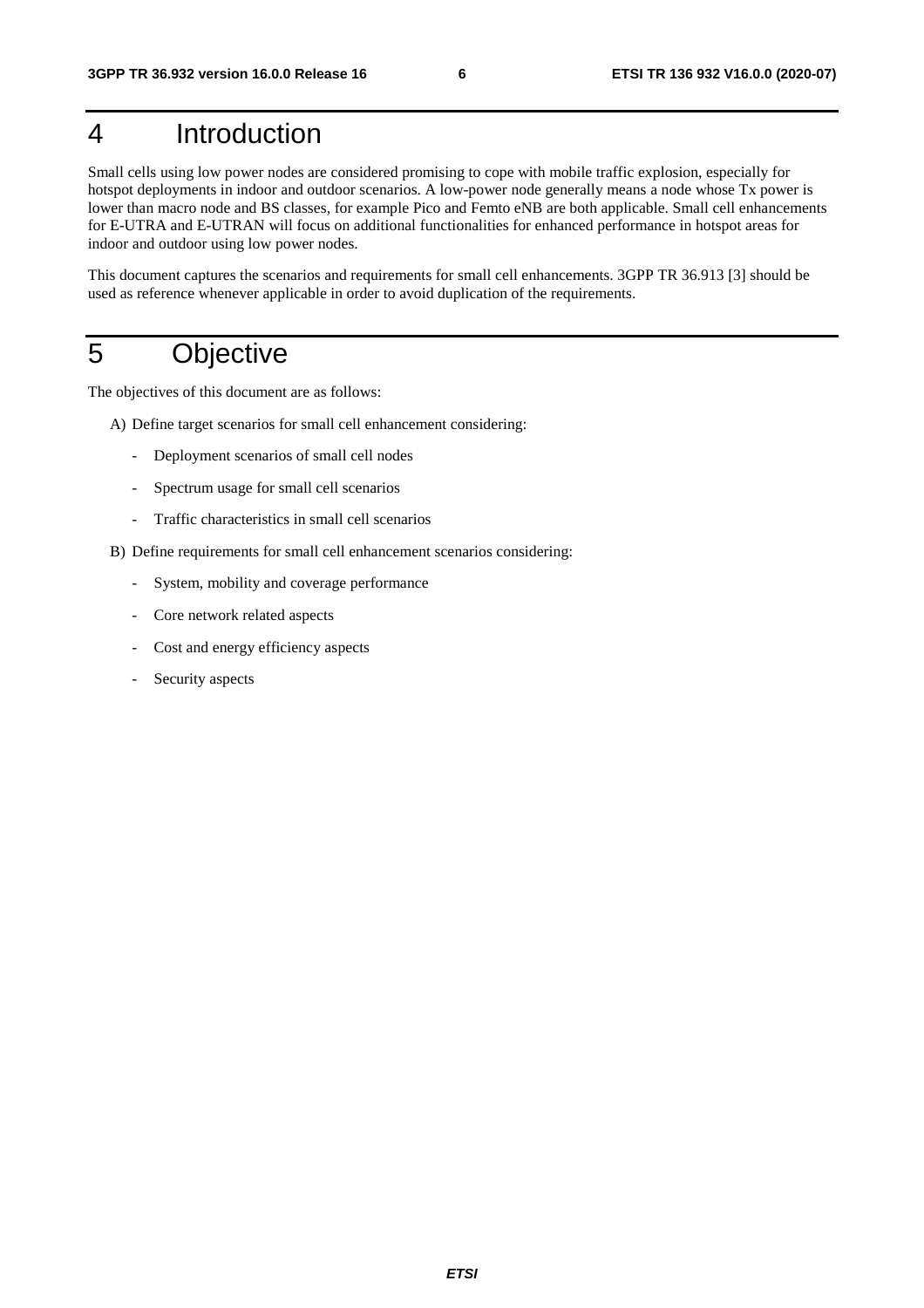# 4 Introduction

Small cells using low power nodes are considered promising to cope with mobile traffic explosion, especially for hotspot deployments in indoor and outdoor scenarios. A low-power node generally means a node whose Tx power is lower than macro node and BS classes, for example Pico and Femto eNB are both applicable. Small cell enhancements for E-UTRA and E-UTRAN will focus on additional functionalities for enhanced performance in hotspot areas for indoor and outdoor using low power nodes.

This document captures the scenarios and requirements for small cell enhancements. 3GPP TR 36.913 [3] should be used as reference whenever applicable in order to avoid duplication of the requirements.

# 5 Objective

The objectives of this document are as follows:

A) Define target scenarios for small cell enhancement considering:

- Deployment scenarios of small cell nodes
- Spectrum usage for small cell scenarios
- Traffic characteristics in small cell scenarios

B) Define requirements for small cell enhancement scenarios considering:

- System, mobility and coverage performance
- Core network related aspects
- Cost and energy efficiency aspects
- Security aspects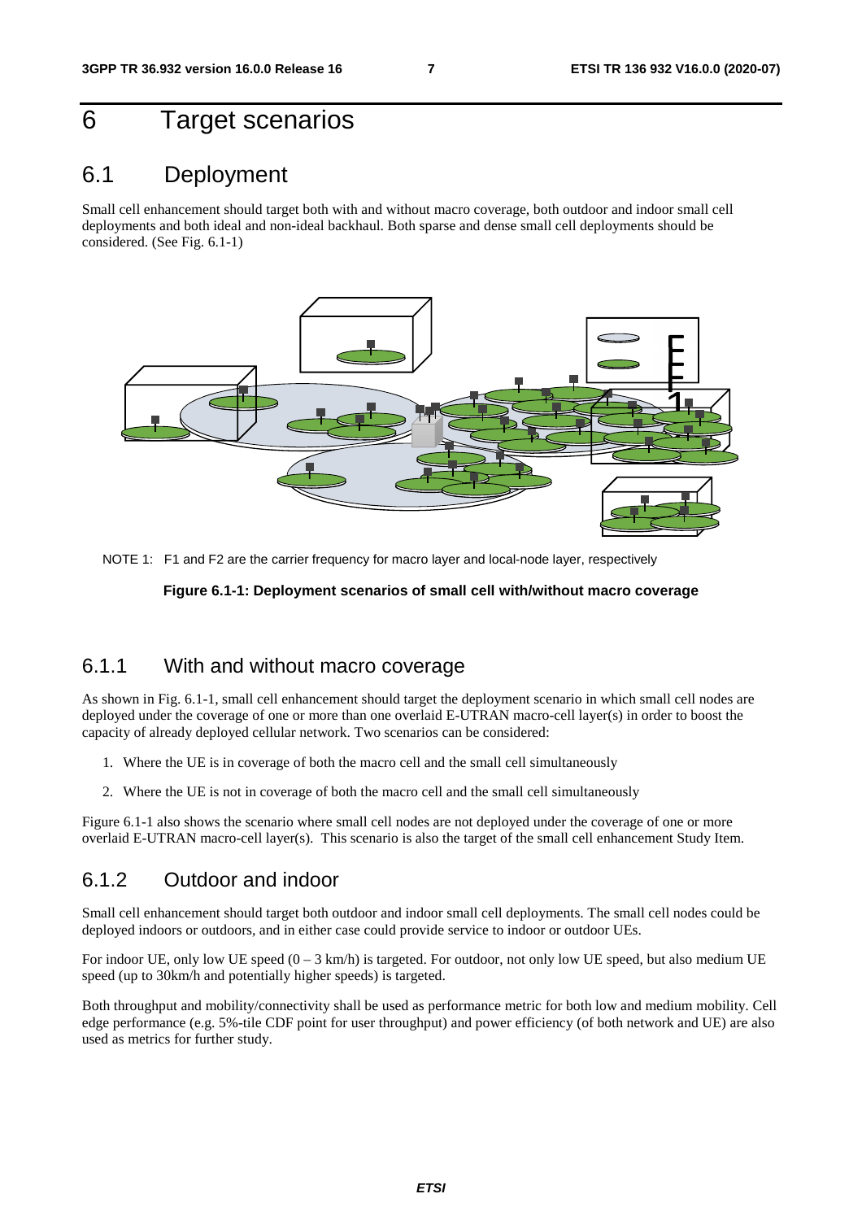# 6 Target scenarios

## 6.1 Deployment

Small cell enhancement should target both with and without macro coverage, both outdoor and indoor small cell deployments and both ideal and non-ideal backhaul. Both sparse and dense small cell deployments should be considered. (See Fig. 6.1-1)

NOTE 1: F1 and F2 are the carrier frequency for macro layer and local-node layer, respectively

**Figure 6.1-1: Deployment scenarios of small cell with/without macro coverage**

### 6.1.1 With and without macro coverage

As shown in Fig. 6.1-1, small cell enhancement should target the deployment scenario in which small cell nodes are deployed under the coverage of one or more than one overlaid E-UTRAN macro-cell layer(s) in order to boost the capacity of already deployed cellular network. Two scenarios can be considered:

1. Where the UE is in coverage of both the macro cell and the small cell simultaneously
2. Where the UE is not in coverage of both the macro cell and the small cell simultaneously

Figure 6.1-1 also shows the scenario where small cell nodes are not deployed under the coverage of one or more overlaid E-UTRAN macro-cell layer(s). This scenario is also the target of the small cell enhancement Study Item.

### 6.1.2 Outdoor and indoor

Small cell enhancement should target both outdoor and indoor small cell deployments. The small cell nodes could be deployed indoors or outdoors, and in either case could provide service to indoor or outdoor UEs.

For indoor UE, only low UE speed (0 – 3 km/h) is targeted. For outdoor, not only low UE speed, but also medium UE speed (up to 30km/h and potentially higher speeds) is targeted.

Both throughput and mobility/connectivity shall be used as performance metric for both low and medium mobility. Cell edge performance (e.g. 5%-tile CDF point for user throughput) and power efficiency (of both network and UE) are also used as metrics for further study.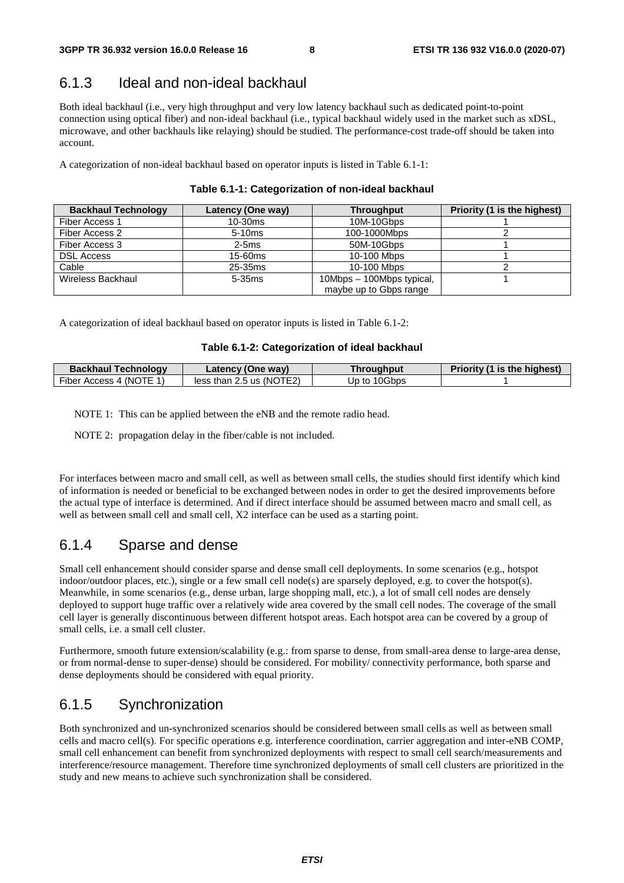### 6.1.3 Ideal and non-ideal backhaul

Both ideal backhaul (i.e., very high throughput and very low latency backhaul such as dedicated point-to-point connection using optical fiber) and non-ideal backhaul (i.e., typical backhaul widely used in the market such as xDSL, microwave, and other backhauls like relaying) should be studied. The performance-cost trade-off should be taken into account.

A categorization of non-ideal backhaul based on operator inputs is listed in Table 6.1-1:

**Table 6.1-1: Categorization of non-ideal backhaul**

| Backhaul Technology | Latency (One way) | Throughput | Priority (1 is the highest) |
| --- | --- | --- | --- |
| Fiber Access 1 | 10-30ms | 10M-10Gbps | 1 |
| Fiber Access 2 | 5-10ms | 100-1000Mbps | 2 |
| Fiber Access 3 | 2-5ms | 50M-10Gbps | 1 |
| DSL Access | 15-60ms | 10-100 Mbps | 1 |
| Cable | 25-35ms | 10-100 Mbps | 2 |
| Wireless Backhaul | 5-35ms | 10Mbps – 100Mbps typical, maybe up to Gbps range | 1 |

A categorization of ideal backhaul based on operator inputs is listed in Table 6.1-2:

**Table 6.1-2: Categorization of ideal backhaul**

| Backhaul Technology | Latency (One way) | Throughput | Priority (1 is the highest) |
| --- | --- | --- | --- |
| Fiber Access 4 (NOTE 1) | less than 2.5 us (NOTE2) | Up to 10Gbps | 1 |

NOTE 1: This can be applied between the eNB and the remote radio head.

NOTE 2: propagation delay in the fiber/cable is not included.

For interfaces between macro and small cell, as well as between small cells, the studies should first identify which kind of information is needed or beneficial to be exchanged between nodes in order to get the desired improvements before the actual type of interface is determined. And if direct interface should be assumed between macro and small cell, as well as between small cell and small cell, X2 interface can be used as a starting point.

### 6.1.4 Sparse and dense

Small cell enhancement should consider sparse and dense small cell deployments. In some scenarios (e.g., hotspot indoor/outdoor places, etc.), single or a few small cell node(s) are sparsely deployed, e.g. to cover the hotspot(s). Meanwhile, in some scenarios (e.g., dense urban, large shopping mall, etc.), a lot of small cell nodes are densely deployed to support huge traffic over a relatively wide area covered by the small cell nodes. The coverage of the small cell layer is generally discontinuous between different hotspot areas. Each hotspot area can be covered by a group of small cells, i.e. a small cell cluster.

Furthermore, smooth future extension/scalability (e.g.: from sparse to dense, from small-area dense to large-area dense, or from normal-dense to super-dense) should be considered. For mobility/ connectivity performance, both sparse and dense deployments should be considered with equal priority.

### 6.1.5 Synchronization

Both synchronized and un-synchronized scenarios should be considered between small cells as well as between small cells and macro cell(s). For specific operations e.g. interference coordination, carrier aggregation and inter-eNB COMP, small cell enhancement can benefit from synchronized deployments with respect to small cell search/measurements and interference/resource management. Therefore time synchronized deployments of small cell clusters are prioritized in the study and new means to achieve such synchronization shall be considered.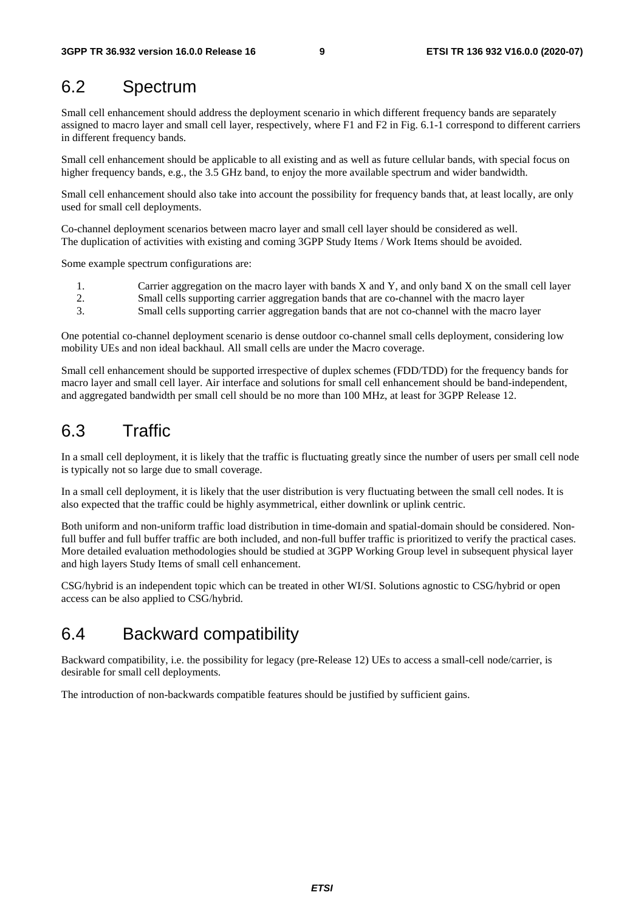## 6.2 Spectrum

Small cell enhancement should address the deployment scenario in which different frequency bands are separately assigned to macro layer and small cell layer, respectively, where F1 and F2 in Fig. 6.1-1 correspond to different carriers in different frequency bands.

Small cell enhancement should be applicable to all existing and as well as future cellular bands, with special focus on higher frequency bands, e.g., the 3.5 GHz band, to enjoy the more available spectrum and wider bandwidth.

Small cell enhancement should also take into account the possibility for frequency bands that, at least locally, are only used for small cell deployments.

Co-channel deployment scenarios between macro layer and small cell layer should be considered as well.
The duplication of activities with existing and coming 3GPP Study Items / Work Items should be avoided.

Some example spectrum configurations are:

1. Carrier aggregation on the macro layer with bands X and Y, and only band X on the small cell layer
2. Small cells supporting carrier aggregation bands that are co-channel with the macro layer
3. Small cells supporting carrier aggregation bands that are not co-channel with the macro layer

One potential co-channel deployment scenario is dense outdoor co-channel small cells deployment, considering low mobility UEs and non ideal backhaul. All small cells are under the Macro coverage.

Small cell enhancement should be supported irrespective of duplex schemes (FDD/TDD) for the frequency bands for macro layer and small cell layer. Air interface and solutions for small cell enhancement should be band-independent, and aggregated bandwidth per small cell should be no more than 100 MHz, at least for 3GPP Release 12.

## 6.3 Traffic

In a small cell deployment, it is likely that the traffic is fluctuating greatly since the number of users per small cell node is typically not so large due to small coverage.

In a small cell deployment, it is likely that the user distribution is very fluctuating between the small cell nodes. It is also expected that the traffic could be highly asymmetrical, either downlink or uplink centric.

Both uniform and non-uniform traffic load distribution in time-domain and spatial-domain should be considered. Non-full buffer and full buffer traffic are both included, and non-full buffer traffic is prioritized to verify the practical cases. More detailed evaluation methodologies should be studied at 3GPP Working Group level in subsequent physical layer and high layers Study Items of small cell enhancement.

CSG/hybrid is an independent topic which can be treated in other WI/SI. Solutions agnostic to CSG/hybrid or open access can be also applied to CSG/hybrid.

## 6.4 Backward compatibility

Backward compatibility, i.e. the possibility for legacy (pre-Release 12) UEs to access a small-cell node/carrier, is desirable for small cell deployments.

The introduction of non-backwards compatible features should be justified by sufficient gains.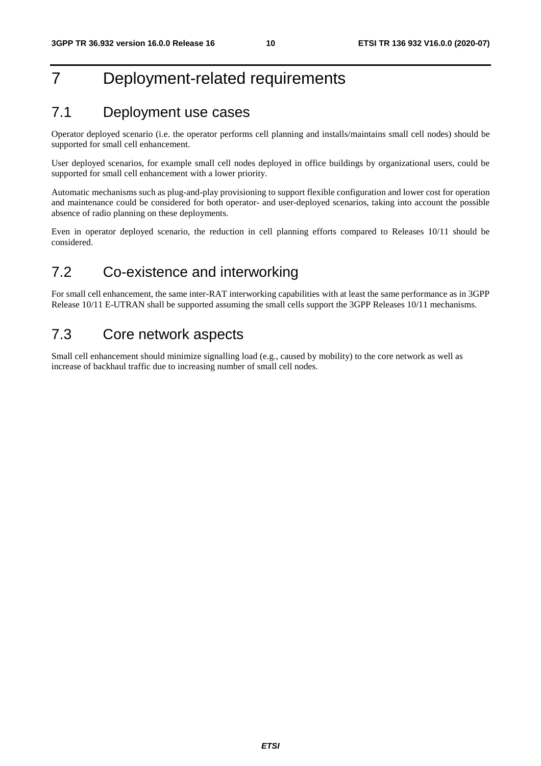# 7 Deployment-related requirements

## 7.1 Deployment use cases

Operator deployed scenario (i.e. the operator performs cell planning and installs/maintains small cell nodes) should be supported for small cell enhancement.

User deployed scenarios, for example small cell nodes deployed in office buildings by organizational users, could be supported for small cell enhancement with a lower priority.

Automatic mechanisms such as plug-and-play provisioning to support flexible configuration and lower cost for operation and maintenance could be considered for both operator- and user-deployed scenarios, taking into account the possible absence of radio planning on these deployments.

Even in operator deployed scenario, the reduction in cell planning efforts compared to Releases 10/11 should be considered.

## 7.2 Co-existence and interworking

For small cell enhancement, the same inter-RAT interworking capabilities with at least the same performance as in 3GPP Release 10/11 E-UTRAN shall be supported assuming the small cells support the 3GPP Releases 10/11 mechanisms.

## 7.3 Core network aspects

Small cell enhancement should minimize signalling load (e.g., caused by mobility) to the core network as well as increase of backhaul traffic due to increasing number of small cell nodes.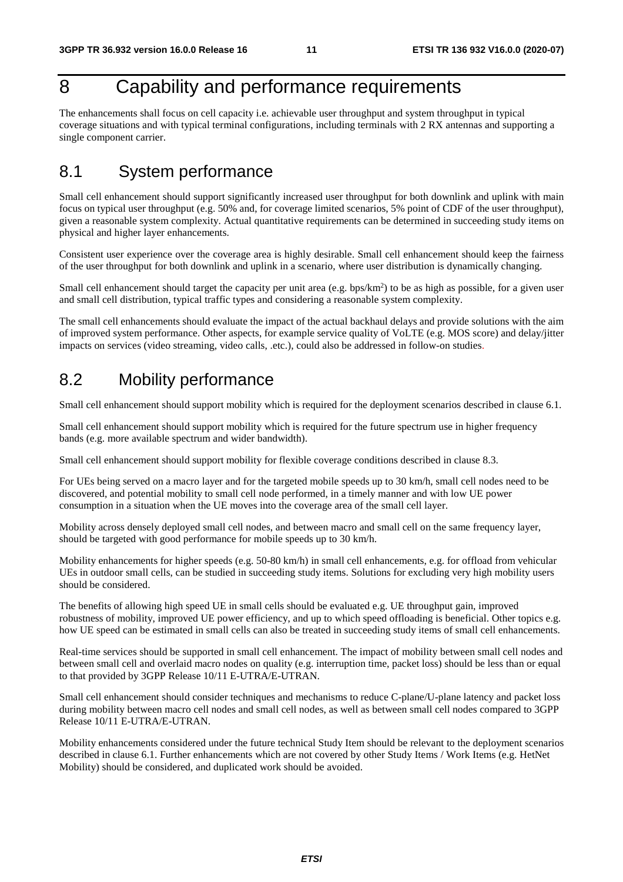# 8 Capability and performance requirements

The enhancements shall focus on cell capacity i.e. achievable user throughput and system throughput in typical coverage situations and with typical terminal configurations, including terminals with 2 RX antennas and supporting a single component carrier.

## 8.1 System performance

Small cell enhancement should support significantly increased user throughput for both downlink and uplink with main focus on typical user throughput (e.g. 50% and, for coverage limited scenarios, 5% point of CDF of the user throughput), given a reasonable system complexity. Actual quantitative requirements can be determined in succeeding study items on physical and higher layer enhancements.

Consistent user experience over the coverage area is highly desirable. Small cell enhancement should keep the fairness of the user throughput for both downlink and uplink in a scenario, where user distribution is dynamically changing.

Small cell enhancement should target the capacity per unit area (e.g. bps/km$^2$) to be as high as possible, for a given user and small cell distribution, typical traffic types and considering a reasonable system complexity.

The small cell enhancements should evaluate the impact of the actual backhaul delays and provide solutions with the aim of improved system performance. Other aspects, for example service quality of VoLTE (e.g. MOS score) and delay/jitter impacts on services (video streaming, video calls, .etc.), could also be addressed in follow-on studies.

## 8.2 Mobility performance

Small cell enhancement should support mobility which is required for the deployment scenarios described in clause 6.1.

Small cell enhancement should support mobility which is required for the future spectrum use in higher frequency bands (e.g. more available spectrum and wider bandwidth).

Small cell enhancement should support mobility for flexible coverage conditions described in clause 8.3.

For UEs being served on a macro layer and for the targeted mobile speeds up to 30 km/h, small cell nodes need to be discovered, and potential mobility to small cell node performed, in a timely manner and with low UE power consumption in a situation when the UE moves into the coverage area of the small cell layer.

Mobility across densely deployed small cell nodes, and between macro and small cell on the same frequency layer, should be targeted with good performance for mobile speeds up to 30 km/h.

Mobility enhancements for higher speeds (e.g. 50-80 km/h) in small cell enhancements, e.g. for offload from vehicular UEs in outdoor small cells, can be studied in succeeding study items. Solutions for excluding very high mobility users should be considered.

The benefits of allowing high speed UE in small cells should be evaluated e.g. UE throughput gain, improved robustness of mobility, improved UE power efficiency, and up to which speed offloading is beneficial. Other topics e.g. how UE speed can be estimated in small cells can also be treated in succeeding study items of small cell enhancements.

Real-time services should be supported in small cell enhancement. The impact of mobility between small cell nodes and between small cell and overlaid macro nodes on quality (e.g. interruption time, packet loss) should be less than or equal to that provided by 3GPP Release 10/11 E-UTRA/E-UTRAN.

Small cell enhancement should consider techniques and mechanisms to reduce C-plane/U-plane latency and packet loss during mobility between macro cell nodes and small cell nodes, as well as between small cell nodes compared to 3GPP Release 10/11 E-UTRA/E-UTRAN.

Mobility enhancements considered under the future technical Study Item should be relevant to the deployment scenarios described in clause 6.1. Further enhancements which are not covered by other Study Items / Work Items (e.g. HetNet Mobility) should be considered, and duplicated work should be avoided.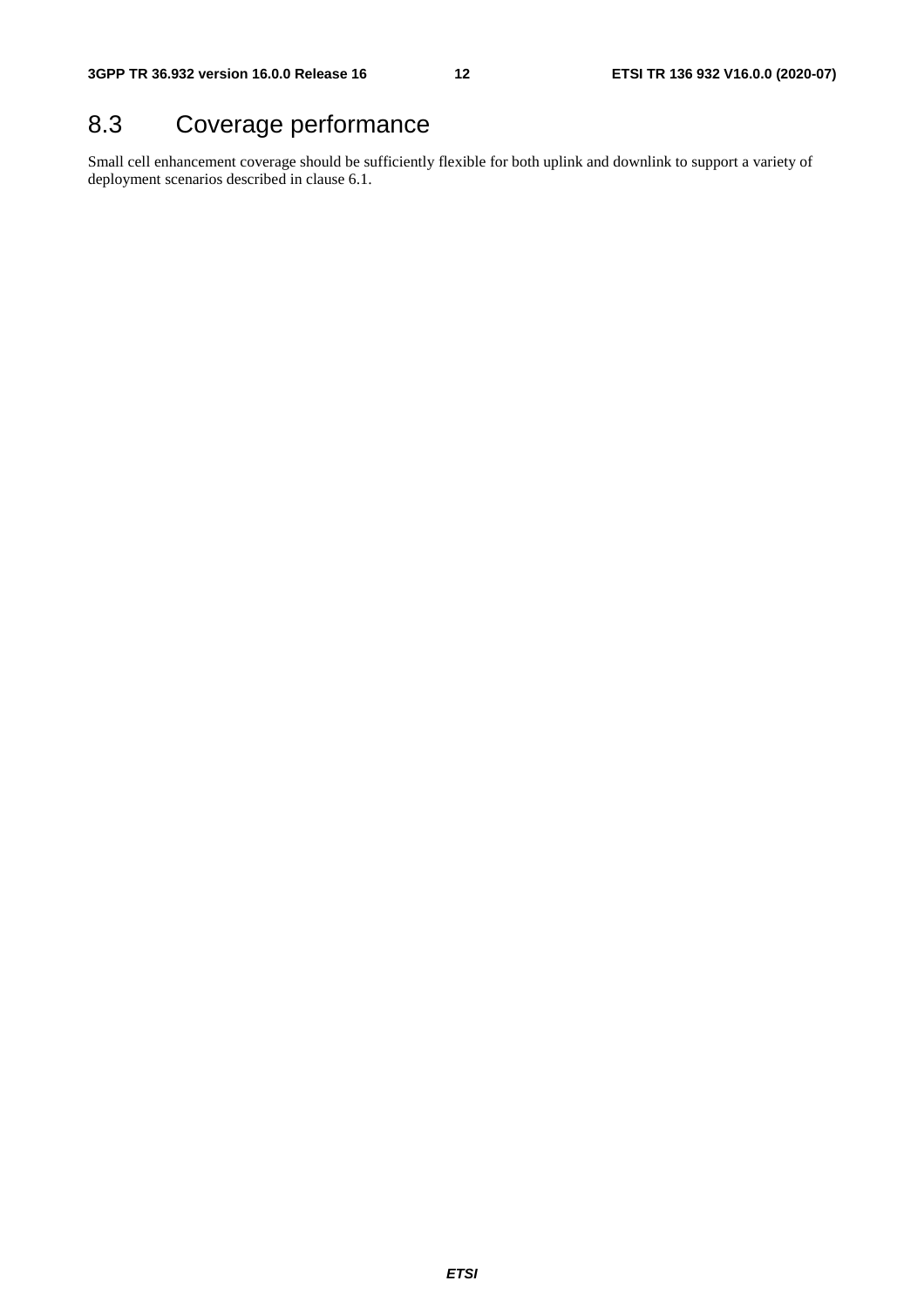## 8.3 Coverage performance

Small cell enhancement coverage should be sufficiently flexible for both uplink and downlink to support a variety of deployment scenarios described in clause 6.1.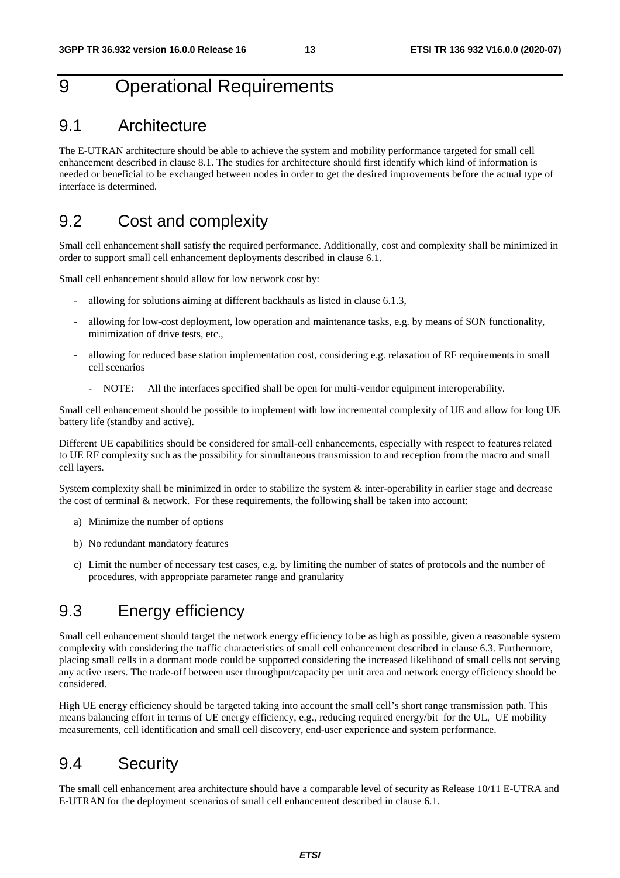# 9 Operational Requirements

## 9.1 Architecture

The E-UTRAN architecture should be able to achieve the system and mobility performance targeted for small cell enhancement described in clause 8.1. The studies for architecture should first identify which kind of information is needed or beneficial to be exchanged between nodes in order to get the desired improvements before the actual type of interface is determined.

## 9.2 Cost and complexity

Small cell enhancement shall satisfy the required performance. Additionally, cost and complexity shall be minimized in order to support small cell enhancement deployments described in clause 6.1.

Small cell enhancement should allow for low network cost by:

- allowing for solutions aiming at different backhauls as listed in clause 6.1.3,
- allowing for low-cost deployment, low operation and maintenance tasks, e.g. by means of SON functionality, minimization of drive tests, etc.,
- allowing for reduced base station implementation cost, considering e.g. relaxation of RF requirements in small cell scenarios
    - NOTE: All the interfaces specified shall be open for multi-vendor equipment interoperability.

Small cell enhancement should be possible to implement with low incremental complexity of UE and allow for long UE battery life (standby and active).

Different UE capabilities should be considered for small-cell enhancements, especially with respect to features related to UE RF complexity such as the possibility for simultaneous transmission to and reception from the macro and small cell layers.

System complexity shall be minimized in order to stabilize the system & inter-operability in earlier stage and decrease the cost of terminal & network. For these requirements, the following shall be taken into account:

a) Minimize the number of options

b) No redundant mandatory features

c) Limit the number of necessary test cases, e.g. by limiting the number of states of protocols and the number of procedures, with appropriate parameter range and granularity

## 9.3 Energy efficiency

Small cell enhancement should target the network energy efficiency to be as high as possible, given a reasonable system complexity with considering the traffic characteristics of small cell enhancement described in clause 6.3. Furthermore, placing small cells in a dormant mode could be supported considering the increased likelihood of small cells not serving any active users. The trade-off between user throughput/capacity per unit area and network energy efficiency should be considered.

High UE energy efficiency should be targeted taking into account the small cell's short range transmission path. This means balancing effort in terms of UE energy efficiency, e.g., reducing required energy/bit for the UL, UE mobility measurements, cell identification and small cell discovery, end-user experience and system performance.

## 9.4 Security

The small cell enhancement area architecture should have a comparable level of security as Release 10/11 E-UTRA and E-UTRAN for the deployment scenarios of small cell enhancement described in clause 6.1.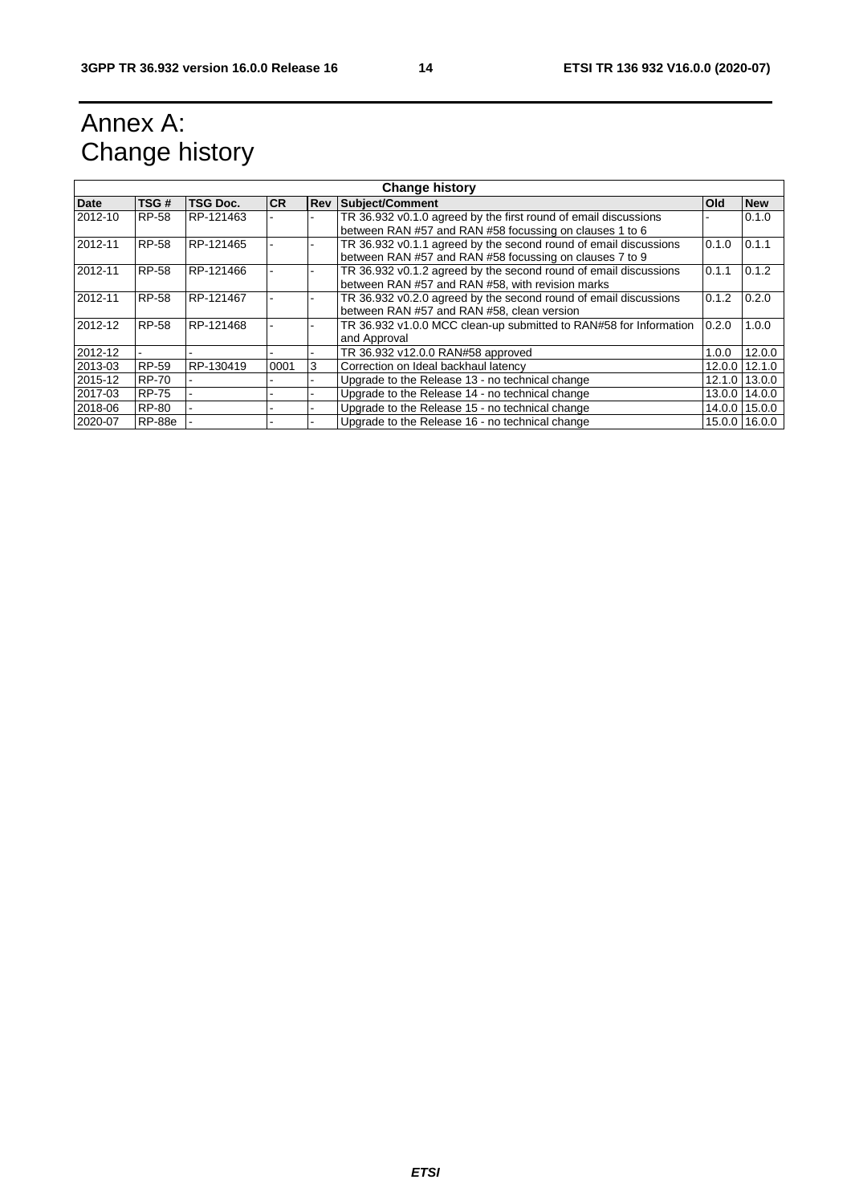# Annex A: Change history

| Change history | | | | | | | |
|---|---|---|---|---|---|---|---|
| **Date** | **TSG #** | **TSG Doc.** | **CR** | **Rev** | **Subject/Comment** | **Old** | **New** |
| 2012-10 | RP-58 | RP-121463 | - | - | TR 36.932 v0.1.0 agreed by the first round of email discussions between RAN #57 and RAN #58 focussing on clauses 1 to 6 | - | 0.1.0 |
| 2012-11 | RP-58 | RP-121465 | - | - | TR 36.932 v0.1.1 agreed by the second round of email discussions between RAN #57 and RAN #58 focussing on clauses 7 to 9 | 0.1.0 | 0.1.1 |
| 2012-11 | RP-58 | RP-121466 | - | - | TR 36.932 v0.1.2 agreed by the second round of email discussions between RAN #57 and RAN #58, with revision marks | 0.1.1 | 0.1.2 |
| 2012-11 | RP-58 | RP-121467 | - | - | TR 36.932 v0.2.0 agreed by the second round of email discussions between RAN #57 and RAN #58, clean version | 0.1.2 | 0.2.0 |
| 2012-12 | RP-58 | RP-121468 | - | - | TR 36.932 v1.0.0 MCC clean-up submitted to RAN#58 for Information and Approval | 0.2.0 | 1.0.0 |
| 2012-12 | - | - | - | - | TR 36.932 v12.0.0 RAN#58 approved | 1.0.0 | 12.0.0 |
| 2013-03 | RP-59 | RP-130419 | 0001 | 3 | Correction on Ideal backhaul latency | 12.0.0 | 12.1.0 |
| 2015-12 | RP-70 | - | - | - | Upgrade to the Release 13 - no technical change | 12.1.0 | 13.0.0 |
| 2017-03 | RP-75 | - | - | - | Upgrade to the Release 14 - no technical change | 13.0.0 | 14.0.0 |
| 2018-06 | RP-80 | - | - | - | Upgrade to the Release 15 - no technical change | 14.0.0 | 15.0.0 |
| 2020-07 | RP-88e | - | - | - | Upgrade to the Release 16 - no technical change | 15.0.0 | 16.0.0 |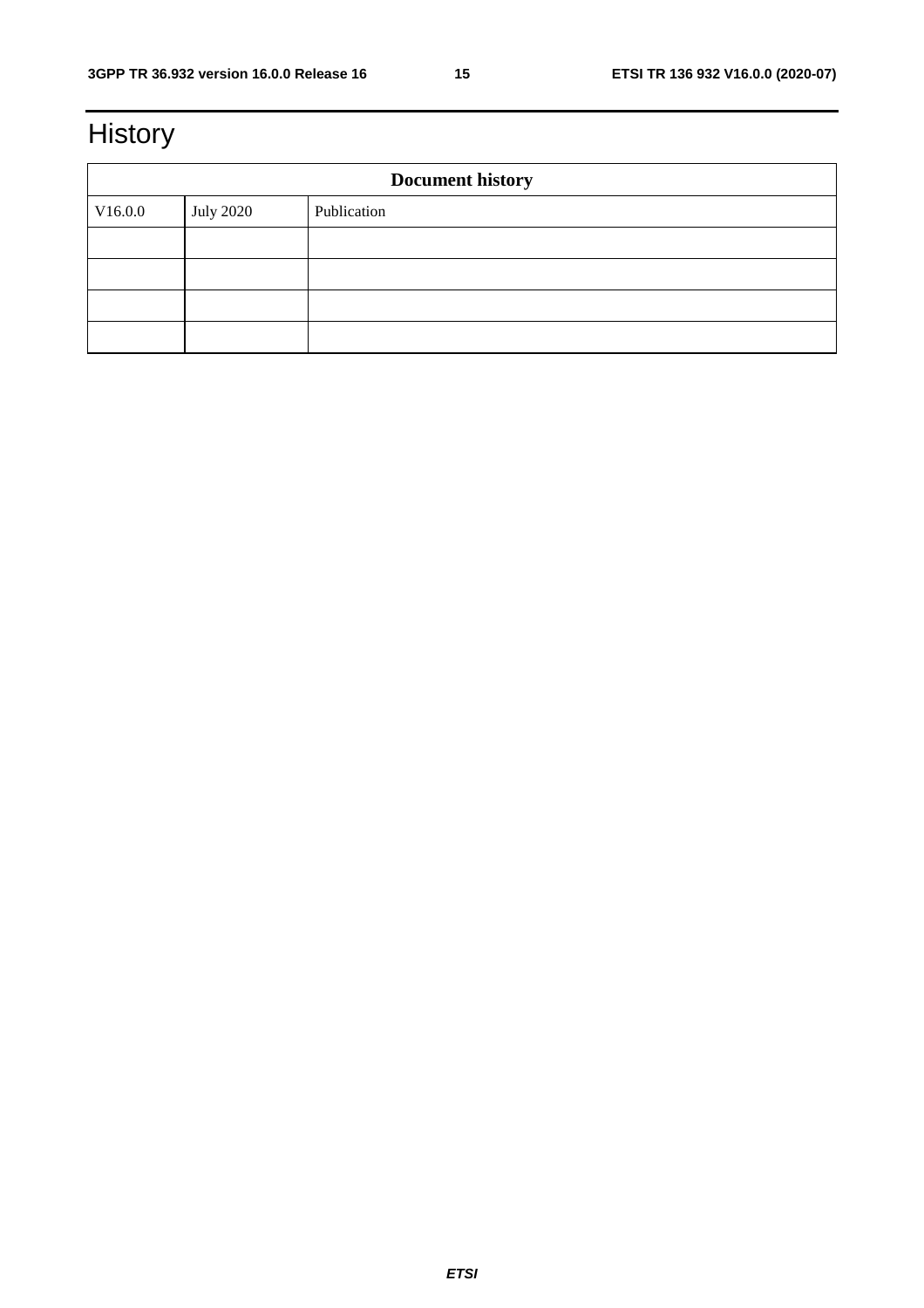# History

| Document history | | |
|---|---|---|
| V16.0.0 | July 2020 | Publication |
| | | |
| | | |
| | | |
| | | |